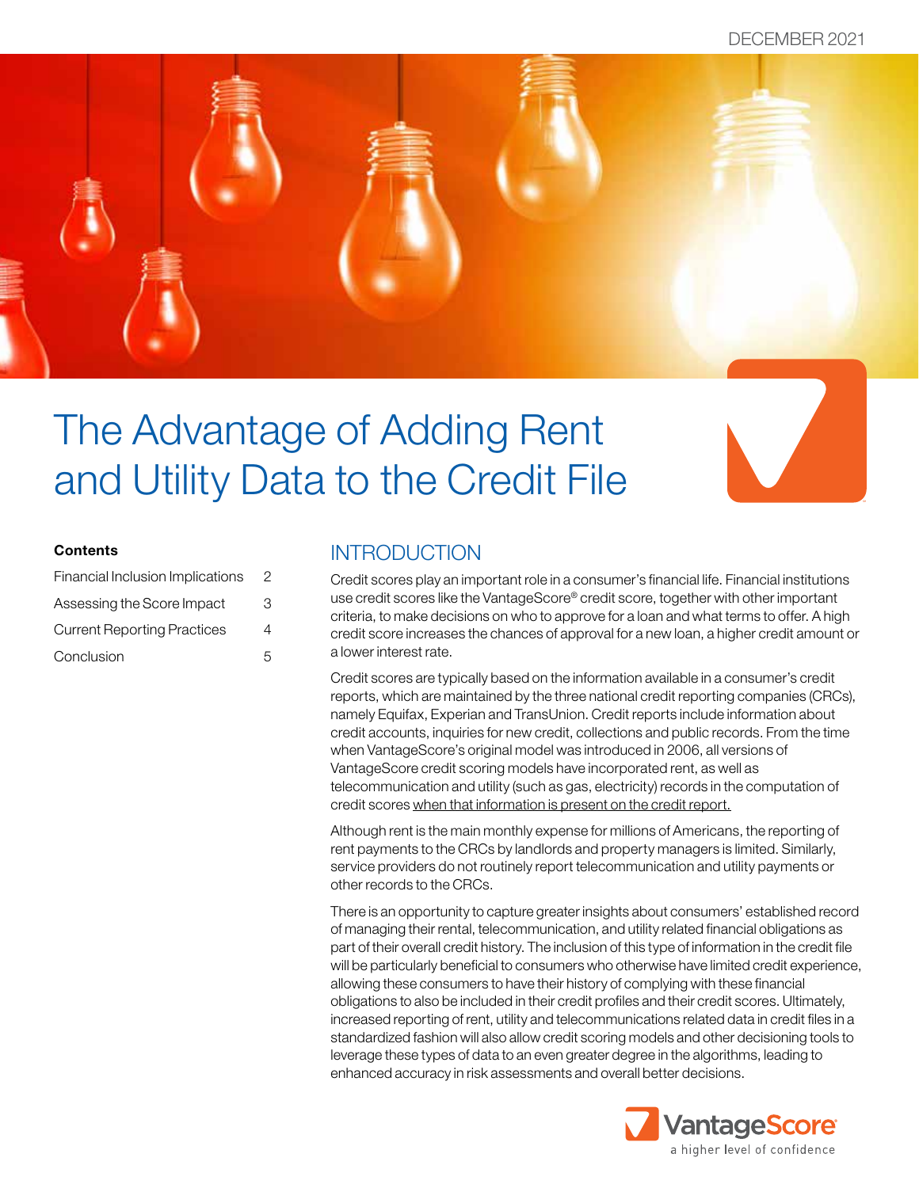DECEMBER 2021

# The Advantage of Adding Rent and Utility Data to the Credit File

**Contents**

| | |
|---|---|
| Financial Inclusion Implications | 2 |
| Assessing the Score Impact | 3 |
| Current Reporting Practices | 4 |
| Conclusion | 5 |

## INTRODUCTION

Credit scores play an important role in a consumer's financial life. Financial institutions use credit scores like the VantageScore® credit score, together with other important criteria, to make decisions on who to approve for a loan and what terms to offer. A high credit score increases the chances of approval for a new loan, a higher credit amount or a lower interest rate.

Credit scores are typically based on the information available in a consumer's credit reports, which are maintained by the three national credit reporting companies (CRCs), namely Equifax, Experian and TransUnion. Credit reports include information about credit accounts, inquiries for new credit, collections and public records. From the time when VantageScore's original model was introduced in 2006, all versions of VantageScore credit scoring models have incorporated rent, as well as telecommunication and utility (such as gas, electricity) records in the computation of credit scores when that information is present on the credit report.

Although rent is the main monthly expense for millions of Americans, the reporting of rent payments to the CRCs by landlords and property managers is limited. Similarly, service providers do not routinely report telecommunication and utility payments or other records to the CRCs.

There is an opportunity to capture greater insights about consumers' established record of managing their rental, telecommunication, and utility related financial obligations as part of their overall credit history. The inclusion of this type of information in the credit file will be particularly beneficial to consumers who otherwise have limited credit experience, allowing these consumers to have their history of complying with these financial obligations to also be included in their credit profiles and their credit scores. Ultimately, increased reporting of rent, utility and telecommunications related data in credit files in a standardized fashion will also allow credit scoring models and other decisioning tools to leverage these types of data to an even greater degree in the algorithms, leading to enhanced accuracy in risk assessments and overall better decisions.

VantageScore
a higher level of confidence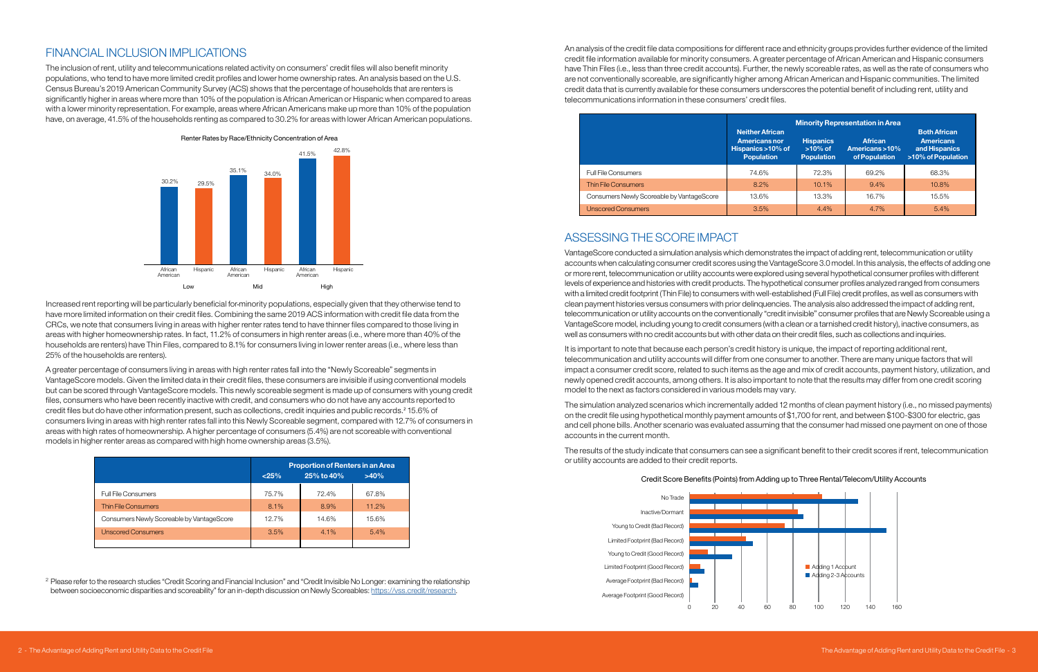## FINANCIAL INCLUSION IMPLICATIONS

The inclusion of rent, utility and telecommunications related activity on consumers' credit files will also benefit minority populations, who tend to have more limited credit profiles and lower home ownership rates. An analysis based on the U.S. Census Bureau's 2019 American Community Survey (ACS) shows that the percentage of households that are renters is significantly higher in areas where more than 10% of the population is African American or Hispanic when compared to areas with a lower minority representation. For example, areas where African Americans make up more than 10% of the population have, on average, 41.5% of the households renting as compared to 30.2% for areas with lower African American populations.

Renter Rates by Race/Ethnicity Concentration of Area

Increased rent reporting will be particularly beneficial for minority populations, especially given that they otherwise tend to have more limited information on their credit files. Combining the same 2019 ACS information with credit file data from the CRCs, we note that consumers living in areas with higher renter rates tend to have thinner files compared to those living in areas with higher homeownership rates. In fact, 11.2% of consumers in high renter areas (i.e., where more than 40% of the households are renters) have Thin Files, compared to 8.1% for consumers living in lower renter areas (i.e., where less than 25% of the households are renters).

A greater percentage of consumers living in areas with high renter rates fall into the "Newly Scoreable" segments in VantageScore models. Given the limited data in their credit files, these consumers are invisible if using conventional models but can be scored through VantageScore models. This newly scoreable segment is made up of consumers with young credit files, consumers who have been recently inactive with credit, and consumers who do not have any accounts reported to credit files but do have other information present, such as collections, credit inquiries and public records.[2] 15.6% of consumers living in areas with high renter rates fall into this Newly Scoreable segment, compared with 12.7% of consumers in areas with high rates of homeownership. A higher percentage of consumers (5.4%) are not scoreable with conventional models in higher renter areas as compared with high home ownership areas (3.5%).

| | Proportion of Renters in an Area | | |
|---|---|---|---|
| | <25% | 25% to 40% | >40% |
| Full File Consumers | 75.7% | 72.4% | 67.8% |
| Thin File Consumers | 8.1% | 8.9% | 11.2% |
| Consumers Newly Scoreable by VantageScore | 12.7% | 14.6% | 15.6% |
| Unscored Consumers | 3.5% | 4.1% | 5.4% |

[2] Please refer to the research studies "Credit Scoring and Financial Inclusion" and "Credit Invisible No Longer: examining the relationship between socioeconomic disparities and scoreability" for an in-depth discussion on Newly Scoreables: https://vss.credit/research.

An analysis of the credit file data compositions for different race and ethnicity groups provides further evidence of the limited credit file information available for minority consumers. A greater percentage of African American and Hispanic consumers have Thin Files (i.e., less than three credit accounts). Further, the newly scoreable rates, as well as the rate of consumers who are not conventionally scoreable, are significantly higher among African American and Hispanic communities. The limited credit data that is currently available for these consumers underscores the potential benefit of including rent, utility and telecommunications information in these consumers' credit files.

| | Minority Representation in Area | | | |
|---|---|---|---|---|
| | Neither African Americans nor Hispanics >10% of Population | Hispanics >10% of Population | African Americans >10% of Population | Both African Americans and Hispanics >10% of Population |
| Full File Consumers | 74.6% | 72.3% | 69.2% | 68.3% |
| Thin File Consumers | 8.2% | 10.1% | 9.4% | 10.8% |
| Consumers Newly Scoreable by VantageScore | 13.6% | 13.3% | 16.7% | 15.5% |
| Unscored Consumers | 3.5% | 4.4% | 4.7% | 5.4% |

## ASSESSING THE SCORE IMPACT

VantageScore conducted a simulation analysis which demonstrates the impact of adding rent, telecommunication or utility accounts when calculating consumer credit scores using the VantageScore 3.0 model. In this analysis, the effects of adding one or more rent, telecommunication or utility accounts were explored using several hypothetical consumer profiles with different levels of experience and histories with credit products. The hypothetical consumer profiles analyzed ranged from consumers with a limited credit footprint (Thin File) to consumers with well-established (Full File) credit profiles, as well as consumers with clean payment histories versus consumers with prior delinquencies. The analysis also addressed the impact of adding rent, telecommunication or utility accounts on the conventionally "credit invisible" consumer profiles that are Newly Scoreable using a VantageScore model, including young to credit consumers (with a clean or a tarnished credit history), inactive consumers, as well as consumers with no credit accounts but with other data on their credit files, such as collections and inquiries.

It is important to note that because each person's credit history is unique, the impact of reporting additional rent, telecommunication and utility accounts will differ from one consumer to another. There are many unique factors that will impact a consumer credit score, related to such items as the age and mix of credit accounts, payment history, utilization, and newly opened credit accounts, among others. It is also important to note that the results may differ from one credit scoring model to the next as factors considered in various models may vary.

The simulation analyzed scenarios which incrementally added 12 months of clean payment history (i.e., no missed payments) on the credit file using hypothetical monthly payment amounts of $1,700 for rent, and between $100-$300 for electric, gas and cell phone bills. Another scenario was evaluated assuming that the consumer had missed one payment on one of those accounts in the current month.

The results of the study indicate that consumers can see a significant benefit to their credit scores if rent, telecommunication or utility accounts are added to their credit reports.

Credit Score Benefits (Points) from Adding up to Three Rental/Telecom/Utility Accounts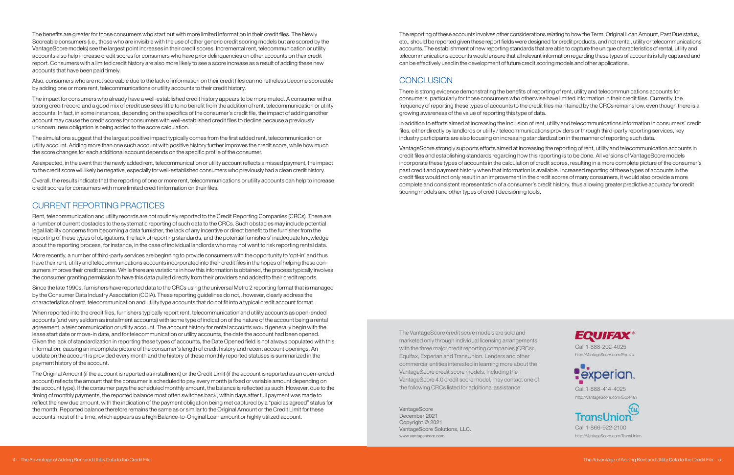The benefits are greater for those consumers who start out with more limited information in their credit files. The Newly Scoreable consumers (i.e., those who are invisible with the use of other generic credit scoring models but are scored by the VantageScore models) see the largest point increases in their credit scores. Incremental rent, telecommunication or utility accounts also help increase credit scores for consumers who have prior delinquencies on other accounts on their credit report. Consumers with a limited credit history are also more likely to see a score increase as a result of adding these new accounts that have been paid timely.

Also, consumers who are not scoreable due to the lack of information on their credit files can nonetheless become scoreable by adding one or more rent, telecommunications or utility accounts to their credit history.

The impact for consumers who already have a well-established credit history appears to be more muted. A consumer with a strong credit record and a good mix of credit use sees little to no benefit from the addition of rent, telecommunication or utility accounts. In fact, in some instances, depending on the specifics of the consumer's credit file, the impact of adding another account may cause the credit scores for consumers with well-established credit files to decline because a previously unknown, new obligation is being added to the score calculation.

The simulations suggest that the largest positive impact typically comes from the first added rent, telecommunication or utility account. Adding more than one such account with positive history further improves the credit score, while how much the score changes for each additional account depends on the specific profile of the consumer.

As expected, in the event that the newly added rent, telecommunication or utility account reflects a missed payment, the impact to the credit score will likely be negative, especially for well-established consumers who previously had a clean credit history.

Overall, the results indicate that the reporting of one or more rent, telecommunications or utility accounts can help to increase credit scores for consumers with more limited credit information on their files.

## CURRENT REPORTING PRACTICES

Rent, telecommunication and utility records are not routinely reported to the Credit Reporting Companies (CRCs). There are a number of current obstacles to the systematic reporting of such data to the CRCs. Such obstacles may include potential legal liability concerns from becoming a data furnisher, the lack of any incentive or direct benefit to the furnisher from the reporting of these types of obligations, the lack of reporting standards, and the potential furnishers' inadequate knowledge about the reporting process, for instance, in the case of individual landlords who may not want to risk reporting rental data.

More recently, a number of third-party services are beginning to provide consumers with the opportunity to 'opt-in' and thus have their rent, utility and telecommunications accounts incorporated into their credit files in the hopes of helping these consumers improve their credit scores. While there are variations in how this information is obtained, the process typically involves the consumer granting permission to have this data pulled directly from their providers and added to their credit reports.

Since the late 1990s, furnishers have reported data to the CRCs using the universal Metro 2 reporting format that is managed by the Consumer Data Industry Association (CDIA). These reporting guidelines do not,, however, clearly address the characteristics of rent, telecommunication and utility type accounts that do not fit into a typical credit account format.

When reported into the credit files, furnishers typically report rent, telecommunication and utility accounts as open-ended accounts (and very seldom as installment accounts) with some type of indication of the nature of the account being a rental agreement, a telecommunication or utility account. The account history for rental accounts would generally begin with the lease start date or move-in date, and for telecommunication or utility accounts, the date the account had been opened. Given the lack of standardization in reporting these types of accounts, the Date Opened field is not always populated with this information, causing an incomplete picture of the consumer's length of credit history and recent account openings. An update on the account is provided every month and the history of these monthly reported statuses is summarized in the payment history of the account.

The Original Amount (if the account is reported as installment) or the Credit Limit (if the account is reported as an open-ended account) reflects the amount that the consumer is scheduled to pay every month (a fixed or variable amount depending on the account type). If the consumer pays the scheduled monthly amount, the balance is reflected as such. However, due to the timing of monthly payments, the reported balance most often switches back, within days after full payment was made to reflect the new due amount, with the indication of the payment obligation being met captured by a "paid as agreed" status for the month. Reported balance therefore remains the same as or similar to the Original Amount or the Credit Limit for these accounts most of the time, which appears as a high Balance-to-Original Loan amount or highly utilized account.

The reporting of these accounts involves other considerations relating to how the Term, Original Loan Amount, Past Due status, etc., should be reported given these report fields were designed for credit products, and not rental, utility or telecommunications accounts. The establishment of new reporting standards that are able to capture the unique characteristics of rental, utility and telecommunications accounts would ensure that all relevant information regarding these types of accounts is fully captured and can be effectively used in the development of future credit scoring models and other applications.

## CONCLUSION

There is strong evidence demonstrating the benefits of reporting of rent, utility and telecommunications accounts for consumers, particularly for those consumers who otherwise have limited information in their credit files. Currently, the frequency of reporting these types of accounts to the credit files maintained by the CRCs remains low, even though there is a growing awareness of the value of reporting this type of data.

In addition to efforts aimed at increasing the inclusion of rent, utility and telecommunications information in consumers' credit files, either directly by landlords or utility / telecommunications providers or through third-party reporting services, key industry participants are also focusing on increasing standardization in the manner of reporting such data.

VantageScore strongly supports efforts aimed at increasing the reporting of rent, utility and telecommunication accounts in credit files and establishing standards regarding how this reporting is to be done. All versions of VantageScore models incorporate these types of accounts in the calculation of credit scores, resulting in a more complete picture of the consumer's past credit and payment history when that information is available. Increased reporting of these types of accounts in the credit files would not only result in an improvement in the credit scores of many consumers, it would also provide a more complete and consistent representation of a consumer's credit history, thus allowing greater predictive accuracy for credit scoring models and other types of credit decisioning tools.

The VantageScore credit score models are sold and marketed only through individual licensing arrangements with the three major credit reporting companies (CRCs): Equifax, Experian and TransUnion. Lenders and other commercial entities interested in learning more about the VantageScore credit score models, including the VantageScore 4.0 credit score model, may contact one of the following CRCs listed for additional assistance:

EQUIFAX
Call 1-888-202-4025
http://VantageScore.com/Equifax

experian
Call 1-888-414-4025
http://VantageScore.com/Experian

TransUnion
Call 1-866-922-2100
http://VantageScore.com/TransUnion

VantageScore
December 2021
Copyright © 2021
VantageScore Solutions, LLC.
www.vantagescore.com